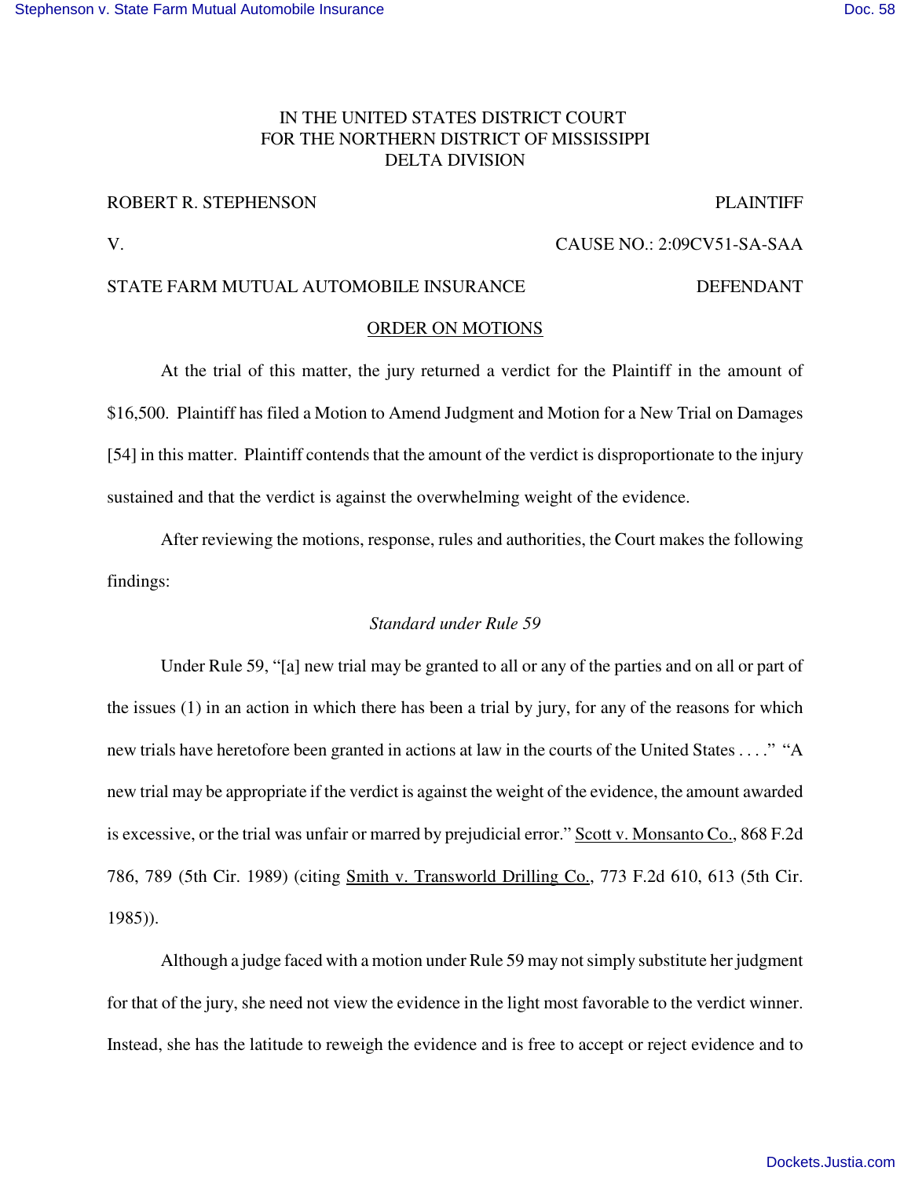IN THE UNITED STATES DISTRICT COURT
FOR THE NORTHERN DISTRICT OF MISSISSIPPI
DELTA DIVISION

ROBERT R. STEPHENSON PLAINTIFF

V. CAUSE NO.: 2:09CV51-SA-SAA

STATE FARM MUTUAL AUTOMOBILE INSURANCE DEFENDANT

## ORDER ON MOTIONS

At the trial of this matter, the jury returned a verdict for the Plaintiff in the amount of $16,500. Plaintiff has filed a Motion to Amend Judgment and Motion for a New Trial on Damages [54] in this matter. Plaintiff contends that the amount of the verdict is disproportionate to the injury sustained and that the verdict is against the overwhelming weight of the evidence.

After reviewing the motions, response, rules and authorities, the Court makes the following findings:

### *Standard under Rule 59*

Under Rule 59, "[a] new trial may be granted to all or any of the parties and on all or part of the issues (1) in an action in which there has been a trial by jury, for any of the reasons for which new trials have heretofore been granted in actions at law in the courts of the United States . . . ." "A new trial may be appropriate if the verdict is against the weight of the evidence, the amount awarded is excessive, or the trial was unfair or marred by prejudicial error." Scott v. Monsanto Co., 868 F.2d 786, 789 (5th Cir. 1989) (citing Smith v. Transworld Drilling Co., 773 F.2d 610, 613 (5th Cir. 1985)).

Although a judge faced with a motion under Rule 59 may not simply substitute her judgment for that of the jury, she need not view the evidence in the light most favorable to the verdict winner. Instead, she has the latitude to reweigh the evidence and is free to accept or reject evidence and to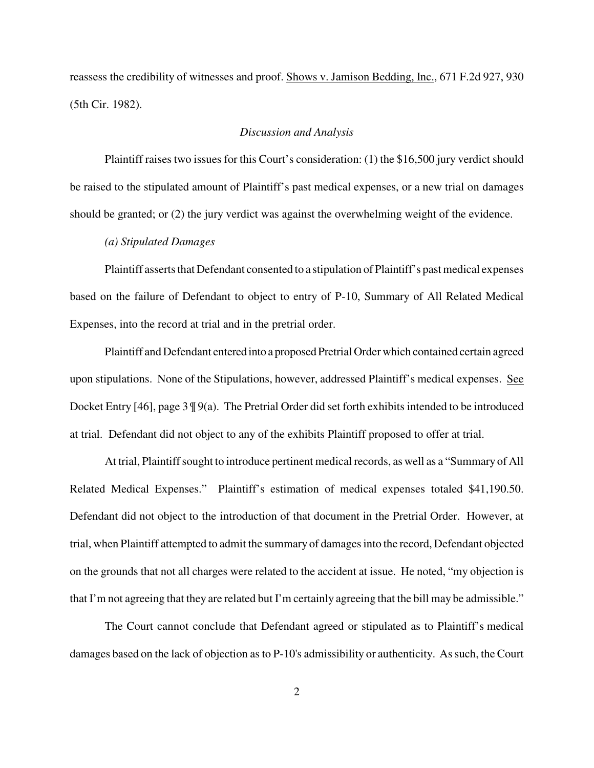reassess the credibility of witnesses and proof. Shows v. Jamison Bedding, Inc., 671 F.2d 927, 930 (5th Cir. 1982).

*Discussion and Analysis*

Plaintiff raises two issues for this Court's consideration: (1) the $16,500 jury verdict should be raised to the stipulated amount of Plaintiff's past medical expenses, or a new trial on damages should be granted; or (2) the jury verdict was against the overwhelming weight of the evidence.

*(a) Stipulated Damages*

Plaintiff asserts that Defendant consented to a stipulation of Plaintiff's past medical expenses based on the failure of Defendant to object to entry of P-10, Summary of All Related Medical Expenses, into the record at trial and in the pretrial order.

Plaintiff and Defendant entered into a proposed Pretrial Order which contained certain agreed upon stipulations. None of the Stipulations, however, addressed Plaintiff's medical expenses. See Docket Entry [46], page 3 ¶ 9(a). The Pretrial Order did set forth exhibits intended to be introduced at trial. Defendant did not object to any of the exhibits Plaintiff proposed to offer at trial.

At trial, Plaintiff sought to introduce pertinent medical records, as well as a "Summary of All Related Medical Expenses." Plaintiff's estimation of medical expenses totaled $41,190.50. Defendant did not object to the introduction of that document in the Pretrial Order. However, at trial, when Plaintiff attempted to admit the summary of damages into the record, Defendant objected on the grounds that not all charges were related to the accident at issue. He noted, "my objection is that I'm not agreeing that they are related but I'm certainly agreeing that the bill may be admissible."

The Court cannot conclude that Defendant agreed or stipulated as to Plaintiff's medical damages based on the lack of objection as to P-10's admissibility or authenticity. As such, the Court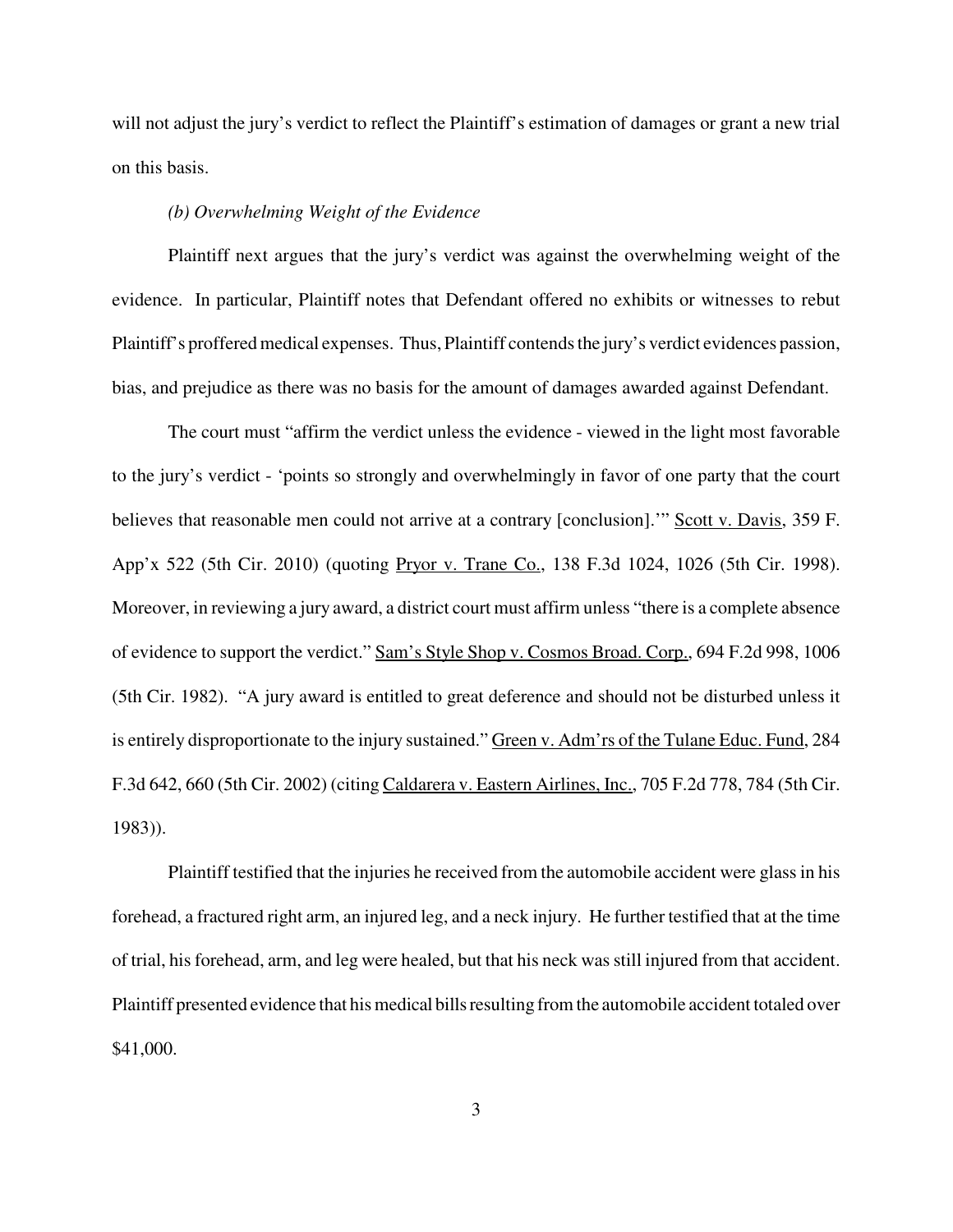will not adjust the jury's verdict to reflect the Plaintiff's estimation of damages or grant a new trial on this basis.

*(b) Overwhelming Weight of the Evidence*

Plaintiff next argues that the jury's verdict was against the overwhelming weight of the evidence. In particular, Plaintiff notes that Defendant offered no exhibits or witnesses to rebut Plaintiff's proffered medical expenses. Thus, Plaintiff contends the jury's verdict evidences passion, bias, and prejudice as there was no basis for the amount of damages awarded against Defendant.

The court must "affirm the verdict unless the evidence - viewed in the light most favorable to the jury's verdict - 'points so strongly and overwhelmingly in favor of one party that the court believes that reasonable men could not arrive at a contrary [conclusion].'" Scott v. Davis, 359 F. App'x 522 (5th Cir. 2010) (quoting Pryor v. Trane Co., 138 F.3d 1024, 1026 (5th Cir. 1998). Moreover, in reviewing a jury award, a district court must affirm unless "there is a complete absence of evidence to support the verdict." Sam's Style Shop v. Cosmos Broad. Corp., 694 F.2d 998, 1006 (5th Cir. 1982). "A jury award is entitled to great deference and should not be disturbed unless it is entirely disproportionate to the injury sustained." Green v. Adm'rs of the Tulane Educ. Fund, 284 F.3d 642, 660 (5th Cir. 2002) (citing Caldarera v. Eastern Airlines, Inc., 705 F.2d 778, 784 (5th Cir. 1983)).

Plaintiff testified that the injuries he received from the automobile accident were glass in his forehead, a fractured right arm, an injured leg, and a neck injury. He further testified that at the time of trial, his forehead, arm, and leg were healed, but that his neck was still injured from that accident. Plaintiff presented evidence that his medical bills resulting from the automobile accident totaled over $41,000.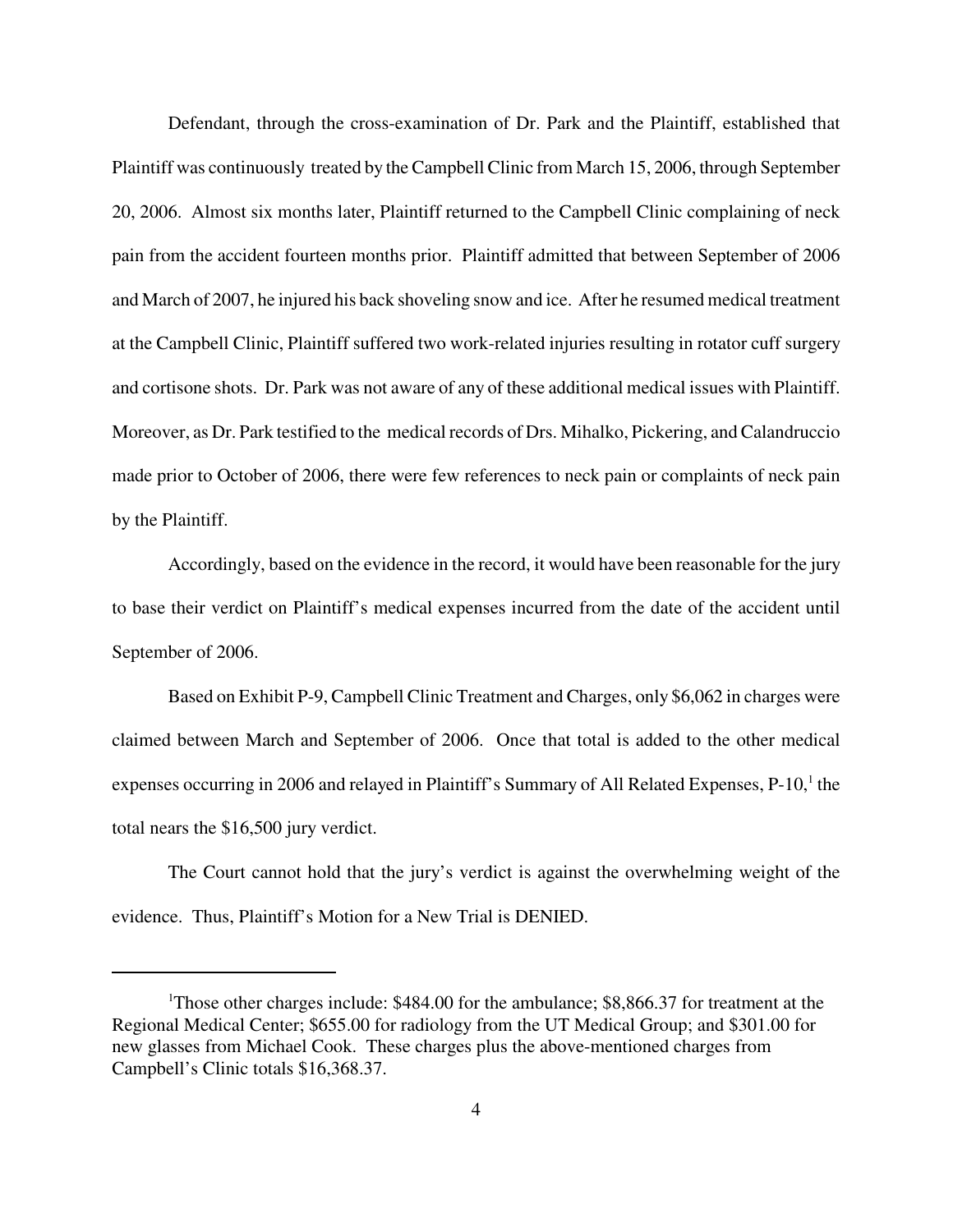Defendant, through the cross-examination of Dr. Park and the Plaintiff, established that Plaintiff was continuously treated by the Campbell Clinic from March 15, 2006, through September 20, 2006. Almost six months later, Plaintiff returned to the Campbell Clinic complaining of neck pain from the accident fourteen months prior. Plaintiff admitted that between September of 2006 and March of 2007, he injured his back shoveling snow and ice. After he resumed medical treatment at the Campbell Clinic, Plaintiff suffered two work-related injuries resulting in rotator cuff surgery and cortisone shots. Dr. Park was not aware of any of these additional medical issues with Plaintiff. Moreover, as Dr. Park testified to the medical records of Drs. Mihalko, Pickering, and Calandruccio made prior to October of 2006, there were few references to neck pain or complaints of neck pain by the Plaintiff.

Accordingly, based on the evidence in the record, it would have been reasonable for the jury to base their verdict on Plaintiff's medical expenses incurred from the date of the accident until September of 2006.

Based on Exhibit P-9, Campbell Clinic Treatment and Charges, only $6,062 in charges were claimed between March and September of 2006. Once that total is added to the other medical expenses occurring in 2006 and relayed in Plaintiff's Summary of All Related Expenses, P-10,[1] the total nears the $16,500 jury verdict.

The Court cannot hold that the jury's verdict is against the overwhelming weight of the evidence. Thus, Plaintiff's Motion for a New Trial is DENIED.

---

[1]Those other charges include: $484.00 for the ambulance; $8,866.37 for treatment at the Regional Medical Center; $655.00 for radiology from the UT Medical Group; and $301.00 for new glasses from Michael Cook. These charges plus the above-mentioned charges from Campbell's Clinic totals $16,368.37.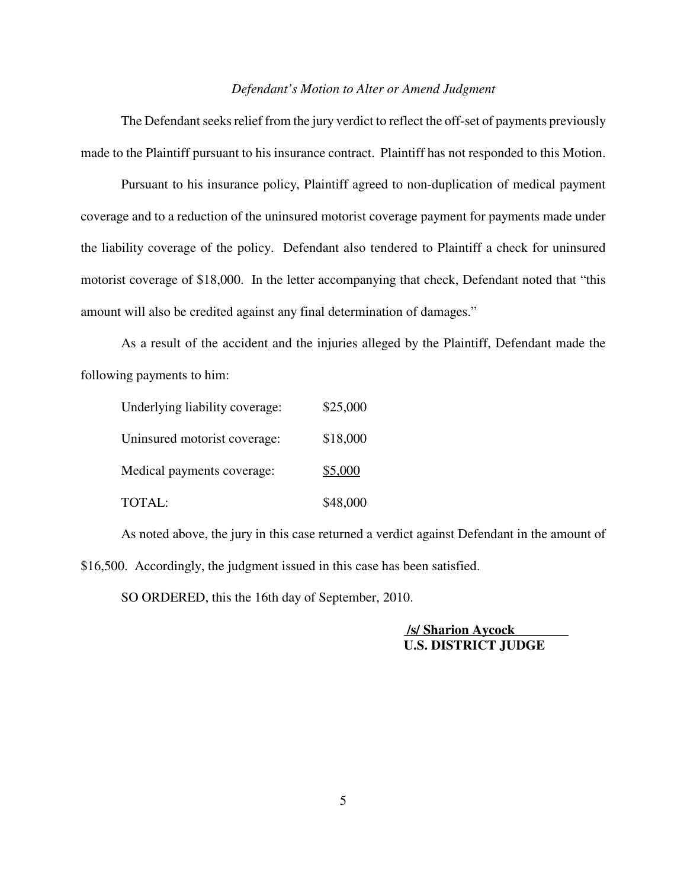*Defendant's Motion to Alter or Amend Judgment*

The Defendant seeks relief from the jury verdict to reflect the off-set of payments previously made to the Plaintiff pursuant to his insurance contract. Plaintiff has not responded to this Motion.

Pursuant to his insurance policy, Plaintiff agreed to non-duplication of medical payment coverage and to a reduction of the uninsured motorist coverage payment for payments made under the liability coverage of the policy. Defendant also tendered to Plaintiff a check for uninsured motorist coverage of $18,000. In the letter accompanying that check, Defendant noted that "this amount will also be credited against any final determination of damages."

As a result of the accident and the injuries alleged by the Plaintiff, Defendant made the following payments to him:

| | |
|---|---|
| Underlying liability coverage: | $25,000 |
| Uninsured motorist coverage: | $18,000 |
| Medical payments coverage: | $5,000 |
| TOTAL: | $48,000 |

As noted above, the jury in this case returned a verdict against Defendant in the amount of $16,500. Accordingly, the judgment issued in this case has been satisfied.

SO ORDERED, this the 16th day of September, 2010.

**/s/ Sharion Aycock**
**U.S. DISTRICT JUDGE**